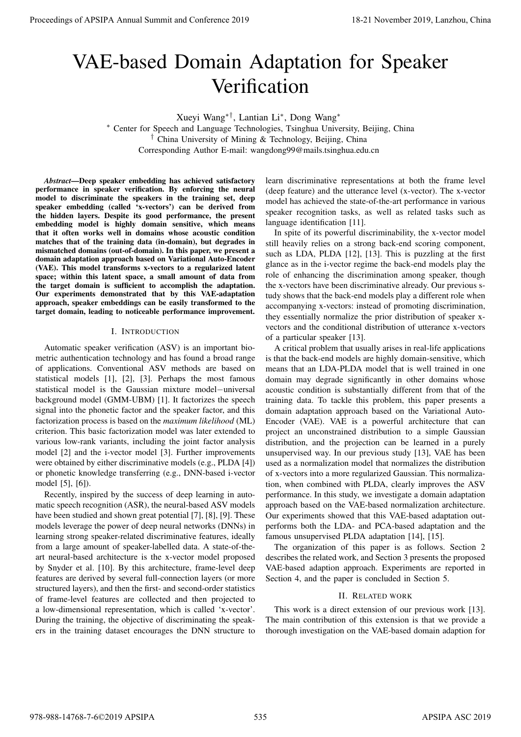# VAE-based Domain Adaptation for Speaker Verification

Xueyi Wang[*†], Lantian Li[*], Dong Wang[*]

[*] Center for Speech and Language Technologies, Tsinghua University, Beijing, China

[†] China University of Mining & Technology, Beijing, China

Corresponding Author E-mail: wangdong99@mails.tsinghua.edu.cn

***Abstract*—Deep speaker embedding has achieved satisfactory performance in speaker verification. By enforcing the neural model to discriminate the speakers in the training set, deep speaker embedding (called 'x-vectors') can be derived from the hidden layers. Despite its good performance, the present embedding model is highly domain sensitive, which means that it often works well in domains whose acoustic condition matches that of the training data (in-domain), but degrades in mismatched domains (out-of-domain). In this paper, we present a domain adaptation approach based on Variational Auto-Encoder (VAE). This model transforms x-vectors to a regularized latent space; within this latent space, a small amount of data from the target domain is sufficient to accomplish the adaptation. Our experiments demonstrated that by this VAE-adaptation approach, speaker embeddings can be easily transformed to the target domain, leading to noticeable performance improvement.**

## I. Introduction

Automatic speaker verification (ASV) is an important biometric authentication technology and has found a broad range of applications. Conventional ASV methods are based on statistical models [1], [2], [3]. Perhaps the most famous statistical model is the Gaussian mixture model−universal background model (GMM-UBM) [1]. It factorizes the speech signal into the phonetic factor and the speaker factor, and this factorization process is based on the *maximum likelihood* (ML) criterion. This basic factorization model was later extended to various low-rank variants, including the joint factor analysis model [2] and the i-vector model [3]. Further improvements were obtained by either discriminative models (e.g., PLDA [4]) or phonetic knowledge transferring (e.g., DNN-based i-vector model [5], [6]).

Recently, inspired by the success of deep learning in automatic speech recognition (ASR), the neural-based ASV models have been studied and shown great potential [7], [8], [9]. These models leverage the power of deep neural networks (DNNs) in learning strong speaker-related discriminative features, ideally from a large amount of speaker-labelled data. A state-of-the-art neural-based architecture is the x-vector model proposed by Snyder et al. [10]. By this architecture, frame-level deep features are derived by several full-connection layers (or more structured layers), and then the first- and second-order statistics of frame-level features are collected and then projected to a low-dimensional representation, which is called 'x-vector'. During the training, the objective of discriminating the speakers in the training dataset encourages the DNN structure to learn discriminative representations at both the frame level (deep feature) and the utterance level (x-vector). The x-vector model has achieved the state-of-the-art performance in various speaker recognition tasks, as well as related tasks such as language identification [11].

In spite of its powerful discriminability, the x-vector model still heavily relies on a strong back-end scoring component, such as LDA, PLDA [12], [13]. This is puzzling at the first glance as in the i-vector regime the back-end models play the role of enhancing the discrimination among speaker, though the x-vectors have been discriminative already. Our previous study shows that the back-end models play a different role when accompanying x-vectors: instead of promoting discrimination, they essentially normalize the prior distribution of speaker x-vectors and the conditional distribution of utterance x-vectors of a particular speaker [13].

A critical problem that usually arises in real-life applications is that the back-end models are highly domain-sensitive, which means that an LDA-PLDA model that is well trained in one domain may degrade significantly in other domains whose acoustic condition is substantially different from that of the training data. To tackle this problem, this paper presents a domain adaptation approach based on the Variational Auto-Encoder (VAE). VAE is a powerful architecture that can project an unconstrained distribution to a simple Gaussian distribution, and the projection can be learned in a purely unsupervised way. In our previous study [13], VAE has been used as a normalization model that normalizes the distribution of x-vectors into a more regularized Gaussian. This normalization, when combined with PLDA, clearly improves the ASV performance. In this study, we investigate a domain adaptation approach based on the VAE-based normalization architecture. Our experiments showed that this VAE-based adaptation outperforms both the LDA- and PCA-based adaptation and the famous unsupervised PLDA adaptation [14], [15].

The organization of this paper is as follows. Section 2 describes the related work, and Section 3 presents the proposed VAE-based adaption approach. Experiments are reported in Section 4, and the paper is concluded in Section 5.

## II. Related work

This work is a direct extension of our previous work [13]. The main contribution of this extension is that we provide a thorough investigation on the VAE-based domain adaption for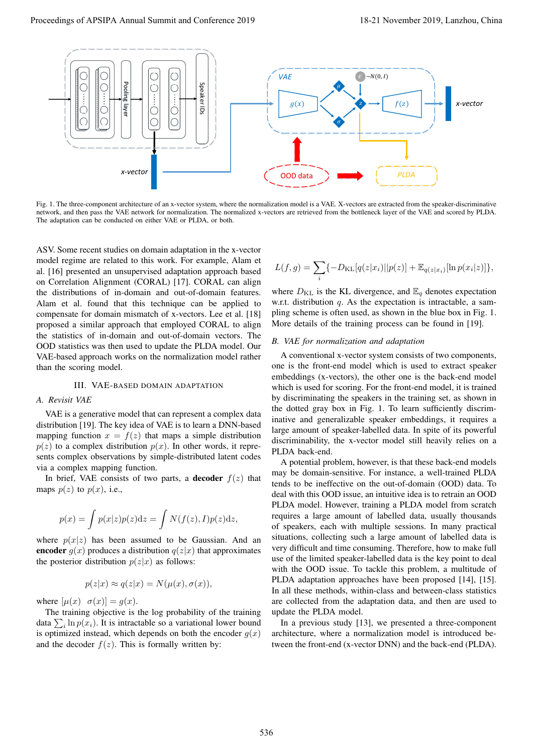Fig. 1. The three-component architecture of an x-vector system, where the normalization model is a VAE. X-vectors are extracted from the speaker-discriminative network, and then pass the VAE network for normalization. The normalized x-vectors are retrieved from the bottleneck layer of the VAE and scored by PLDA. The adaptation can be conducted on either VAE or PLDA, or both.

ASV. Some recent studies on domain adaptation in the x-vector model regime are related to this work. For example, Alam et al. [16] presented an unsupervised adaptation approach based on Correlation Alignment (CORAL) [17]. CORAL can align the distributions of in-domain and out-of-domain features. Alam et al. found that this technique can be applied to compensate for domain mismatch of x-vectors. Lee et al. [18] proposed a similar approach that employed CORAL to align the statistics of in-domain and out-of-domain vectors. The OOD statistics was then used to update the PLDA model. Our VAE-based approach works on the normalization model rather than the scoring model.

## III. VAE-based Domain Adaptation

### A. Revisit VAE

VAE is a generative model that can represent a complex data distribution [19]. The key idea of VAE is to learn a DNN-based mapping function $x = f(z)$ that maps a simple distribution $p(z)$ to a complex distribution $p(x)$. In other words, it represents complex observations by simple-distributed latent codes via a complex mapping function.

In brief, VAE consists of two parts, a **decoder** $f(z)$ that maps $p(z)$ to $p(x)$, i.e.,

$$p(x) = \int p(x|z)p(z)\mathrm{d}z = \int N(f(z), I)p(z)\mathrm{d}z,$$

where $p(x|z)$ has been assumed to be Gaussian. And an **encoder** $g(x)$ produces a distribution $q(z|x)$ that approximates the posterior distribution $p(z|x)$ as follows:

$$p(z|x) \approx q(z|x) = N(\mu(x), \sigma(x)),$$

where $[\mu(x) \quad \sigma(x)] = g(x)$.

The training objective is the log probability of the training data $\sum_i \ln p(x_i)$. It is intractable so a variational lower bound is optimized instead, which depends on both the encoder $g(x)$ and the decoder $f(z)$. This is formally written by:

$$L(f, g) = \sum_i \{-D_{\mathrm{KL}}[q(z|x_i)||p(z)] + \mathbb{E}_{q(z|x_i)}[\ln p(x_i|z)]\},$$

where $D_{\mathrm{KL}}$ is the KL divergence, and $\mathbb{E}_q$ denotes expectation w.r.t. distribution $q$. As the expectation is intractable, a sampling scheme is often used, as shown in the blue box in Fig. 1. More details of the training process can be found in [19].

### B. VAE for normalization and adaptation

A conventional x-vector system consists of two components, one is the front-end model which is used to extract speaker embeddings (x-vectors), the other one is the back-end model which is used for scoring. For the front-end model, it is trained by discriminating the speakers in the training set, as shown in the dotted gray box in Fig. 1. To learn sufficiently discriminative and generalizable speaker embeddings, it requires a large amount of speaker-labelled data. In spite of its powerful discriminability, the x-vector model still heavily relies on a PLDA back-end.

A potential problem, however, is that these back-end models may be domain-sensitive. For instance, a well-trained PLDA tends to be ineffective on the out-of-domain (OOD) data. To deal with this OOD issue, an intuitive idea is to retrain an OOD PLDA model. However, training a PLDA model from scratch requires a large amount of labelled data, usually thousands of speakers, each with multiple sessions. In many practical situations, collecting such a large amount of labelled data is very difficult and time consuming. Therefore, how to make full use of the limited speaker-labelled data is the key point to deal with the OOD issue. To tackle this problem, a multitude of PLDA adaptation approaches have been proposed [14], [15]. In all these methods, within-class and between-class statistics are collected from the adaptation data, and then are used to update the PLDA model.

In a previous study [13], we presented a three-component architecture, where a normalization model is introduced between the front-end (x-vector DNN) and the back-end (PLDA).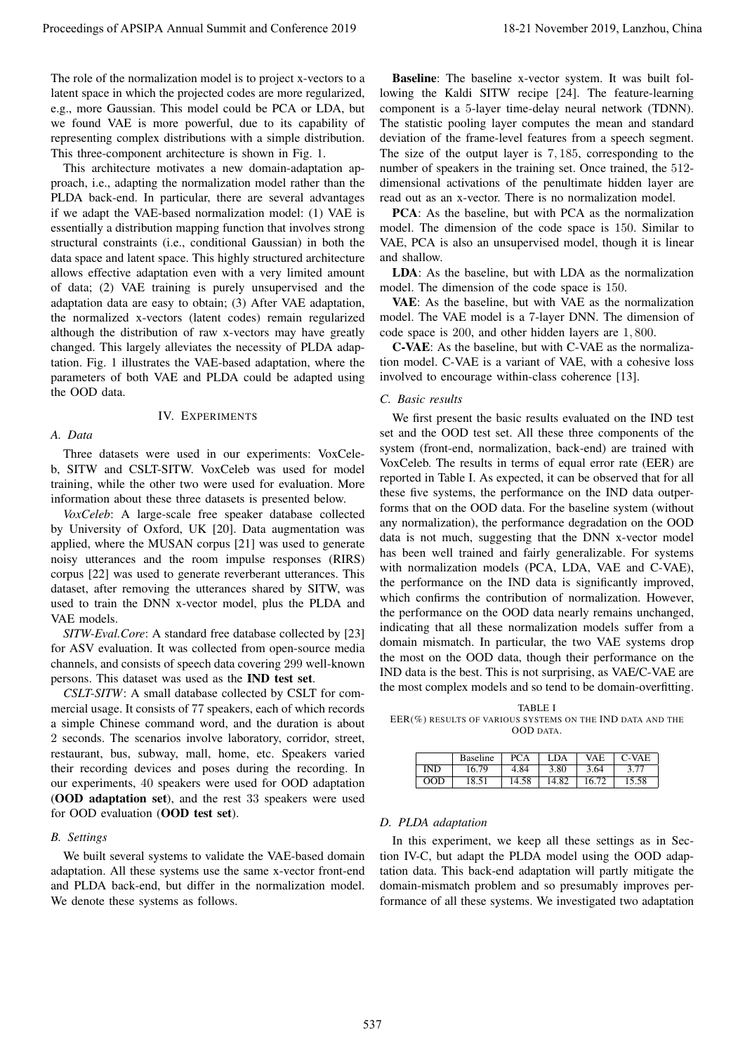The role of the normalization model is to project x-vectors to a latent space in which the projected codes are more regularized, e.g., more Gaussian. This model could be PCA or LDA, but we found VAE is more powerful, due to its capability of representing complex distributions with a simple distribution. This three-component architecture is shown in Fig. 1.

This architecture motivates a new domain-adaptation approach, i.e., adapting the normalization model rather than the PLDA back-end. In particular, there are several advantages if we adapt the VAE-based normalization model: (1) VAE is essentially a distribution mapping function that involves strong structural constraints (i.e., conditional Gaussian) in both the data space and latent space. This highly structured architecture allows effective adaptation even with a very limited amount of data; (2) VAE training is purely unsupervised and the adaptation data are easy to obtain; (3) After VAE adaptation, the normalized x-vectors (latent codes) remain regularized although the distribution of raw x-vectors may have greatly changed. This largely alleviates the necessity of PLDA adaptation. Fig. 1 illustrates the VAE-based adaptation, where the parameters of both VAE and PLDA could be adapted using the OOD data.

## IV. Experiments

### A. Data

Three datasets were used in our experiments: VoxCeleb, SITW and CSLT-SITW. VoxCeleb was used for model training, while the other two were used for evaluation. More information about these three datasets is presented below.

*VoxCeleb*: A large-scale free speaker database collected by University of Oxford, UK [20]. Data augmentation was applied, where the MUSAN corpus [21] was used to generate noisy utterances and the room impulse responses (RIRS) corpus [22] was used to generate reverberant utterances. This dataset, after removing the utterances shared by SITW, was used to train the DNN x-vector model, plus the PLDA and VAE models.

*SITW-Eval.Core*: A standard free database collected by [23] for ASV evaluation. It was collected from open-source media channels, and consists of speech data covering 299 well-known persons. This dataset was used as the **IND test set**.

*CSLT-SITW*: A small database collected by CSLT for commercial usage. It consists of 77 speakers, each of which records a simple Chinese command word, and the duration is about 2 seconds. The scenarios involve laboratory, corridor, street, restaurant, bus, subway, mall, home, etc. Speakers varied their recording devices and poses during the recording. In our experiments, 40 speakers were used for OOD adaptation (**OOD adaptation set**), and the rest 33 speakers were used for OOD evaluation (**OOD test set**).

### B. Settings

We built several systems to validate the VAE-based domain adaptation. All these systems use the same x-vector front-end and PLDA back-end, but differ in the normalization model. We denote these systems as follows.

**Baseline**: The baseline x-vector system. It was built following the Kaldi SITW recipe [24]. The feature-learning component is a 5-layer time-delay neural network (TDNN). The statistic pooling layer computes the mean and standard deviation of the frame-level features from a speech segment. The size of the output layer is 7,185, corresponding to the number of speakers in the training set. Once trained, the 512-dimensional activations of the penultimate hidden layer are read out as an x-vector. There is no normalization model.

**PCA**: As the baseline, but with PCA as the normalization model. The dimension of the code space is 150. Similar to VAE, PCA is also an unsupervised model, though it is linear and shallow.

**LDA**: As the baseline, but with LDA as the normalization model. The dimension of the code space is 150.

**VAE**: As the baseline, but with VAE as the normalization model. The VAE model is a 7-layer DNN. The dimension of code space is 200, and other hidden layers are 1,800.

**C-VAE**: As the baseline, but with C-VAE as the normalization model. C-VAE is a variant of VAE, with a cohesive loss involved to encourage within-class coherence [13].

### C. Basic results

We first present the basic results evaluated on the IND test set and the OOD test set. All these three components of the system (front-end, normalization, back-end) are trained with VoxCeleb. The results in terms of equal error rate (EER) are reported in Table I. As expected, it can be observed that for all these five systems, the performance on the IND data outperforms that on the OOD data. For the baseline system (without any normalization), the performance degradation on the OOD data is not much, suggesting that the DNN x-vector model has been well trained and fairly generalizable. For systems with normalization models (PCA, LDA, VAE and C-VAE), the performance on the IND data is significantly improved, which confirms the contribution of normalization. However, the performance on the OOD data nearly remains unchanged, indicating that all these normalization models suffer from a domain mismatch. In particular, the two VAE systems drop the most on the OOD data, though their performance on the IND data is the best. This is not surprising, as VAE/C-VAE are the most complex models and so tend to be domain-overfitting.

TABLE I
EER(%) results of various systems on the IND data and the OOD data.

| | Baseline | PCA | LDA | VAE | C-VAE |
|---|---|---|---|---|---|
| IND | 16.79 | 4.84 | 3.80 | 3.64 | 3.77 |
| OOD | 18.51 | 14.58 | 14.82 | 16.72 | 15.58 |

### D. PLDA adaptation

In this experiment, we keep all these settings as in Section IV-C, but adapt the PLDA model using the OOD adaptation data. This back-end adaptation will partly mitigate the domain-mismatch problem and so presumably improves performance of all these systems. We investigated two adaptation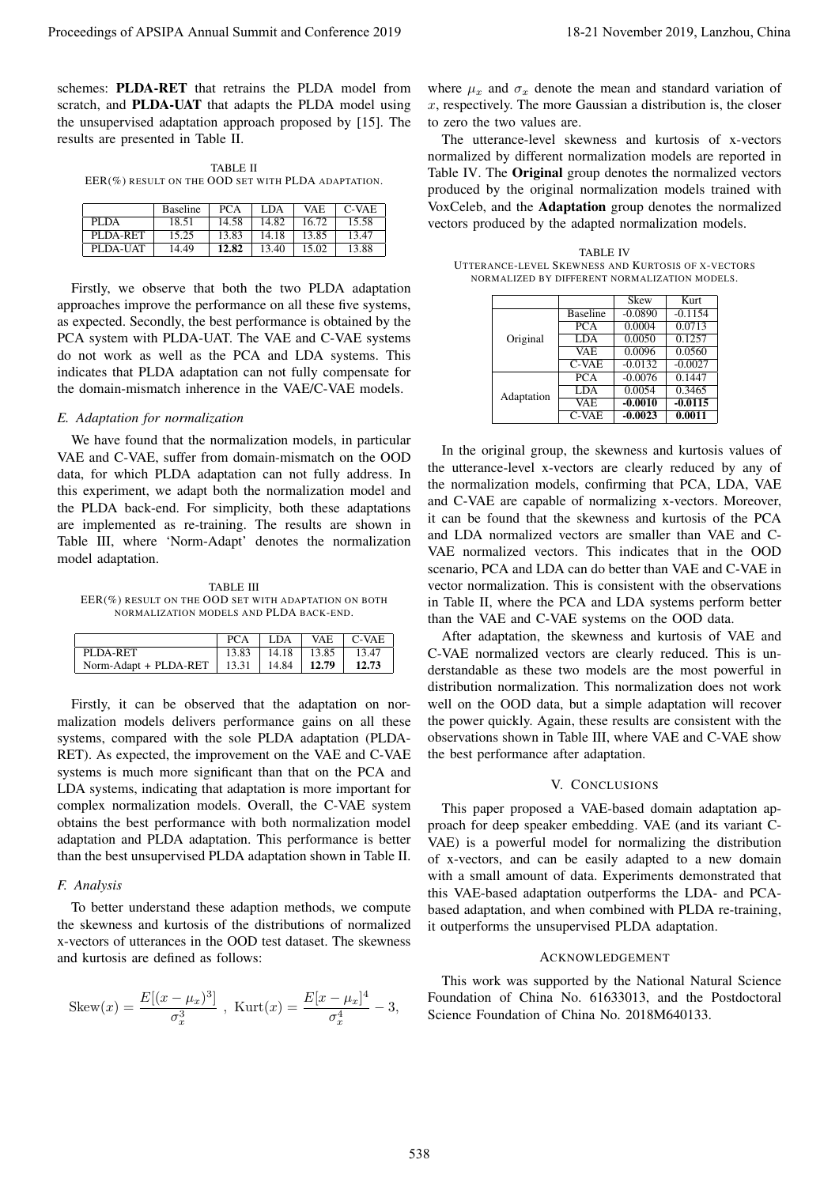schemes: **PLDA-RET** that retrains the PLDA model from scratch, and **PLDA-UAT** that adapts the PLDA model using the unsupervised adaptation approach proposed by [15]. The results are presented in Table II.

TABLE II
EER(%) RESULT ON THE OOD SET WITH PLDA ADAPTATION.

| | Baseline | PCA | LDA | VAE | C-VAE |
|---|---|---|---|---|---|
| PLDA | 18.51 | 14.58 | 14.82 | 16.72 | 15.58 |
| PLDA-RET | 15.25 | 13.83 | 14.18 | 13.85 | 13.47 |
| PLDA-UAT | 14.49 | **12.82** | 13.40 | 15.02 | 13.88 |

Firstly, we observe that both the two PLDA adaptation approaches improve the performance on all these five systems, as expected. Secondly, the best performance is obtained by the PCA system with PLDA-UAT. The VAE and C-VAE systems do not work as well as the PCA and LDA systems. This indicates that PLDA adaptation can not fully compensate for the domain-mismatch inherence in the VAE/C-VAE models.

### E. Adaptation for normalization

We have found that the normalization models, in particular VAE and C-VAE, suffer from domain-mismatch on the OOD data, for which PLDA adaptation can not fully address. In this experiment, we adapt both the normalization model and the PLDA back-end. For simplicity, both these adaptations are implemented as re-training. The results are shown in Table III, where 'Norm-Adapt' denotes the normalization model adaptation.

TABLE III
EER(%) RESULT ON THE OOD SET WITH ADAPTATION ON BOTH NORMALIZATION MODELS AND PLDA BACK-END.

| | PCA | LDA | VAE | C-VAE |
|---|---|---|---|---|
| PLDA-RET | 13.83 | 14.18 | 13.85 | 13.47 |
| Norm-Adapt + PLDA-RET | 13.31 | 14.84 | **12.79** | **12.73** |

Firstly, it can be observed that the adaptation on normalization models delivers performance gains on all these systems, compared with the sole PLDA adaptation (PLDA-RET). As expected, the improvement on the VAE and C-VAE systems is much more significant than that on the PCA and LDA systems, indicating that adaptation is more important for complex normalization models. Overall, the C-VAE system obtains the best performance with both normalization model adaptation and PLDA adaptation. This performance is better than the best unsupervised PLDA adaptation shown in Table II.

### F. Analysis

To better understand these adaption methods, we compute the skewness and kurtosis of the distributions of normalized x-vectors of utterances in the OOD test dataset. The skewness and kurtosis are defined as follows:

$$\text{Skew}(x) = \frac{E[(x-\mu_x)^3]}{\sigma_x^3}\ ,\ \text{Kurt}(x) = \frac{E[x-\mu_x]^4}{\sigma_x^4} - 3,$$

where $\mu_x$ and $\sigma_x$ denote the mean and standard variation of $x$, respectively. The more Gaussian a distribution is, the closer to zero the two values are.

The utterance-level skewness and kurtosis of x-vectors normalized by different normalization models are reported in Table IV. The **Original** group denotes the normalized vectors produced by the original normalization models trained with VoxCeleb, and the **Adaptation** group denotes the normalized vectors produced by the adapted normalization models.

TABLE IV
UTTERANCE-LEVEL SKEWNESS AND KURTOSIS OF X-VECTORS NORMALIZED BY DIFFERENT NORMALIZATION MODELS.

| | | Skew | Kurt |
|---|---|---|---|
| Original | Baseline | -0.0890 | -0.1154 |
| | PCA | 0.0004 | 0.0713 |
| | LDA | 0.0050 | 0.1257 |
| | VAE | 0.0096 | 0.0560 |
| | C-VAE | -0.0132 | -0.0027 |
| Adaptation | PCA | -0.0076 | 0.1447 |
| | LDA | 0.0054 | 0.3465 |
| | VAE | **-0.0010** | **-0.0115** |
| | C-VAE | **-0.0023** | **0.0011** |

In the original group, the skewness and kurtosis values of the utterance-level x-vectors are clearly reduced by any of the normalization models, confirming that PCA, LDA, VAE and C-VAE are capable of normalizing x-vectors. Moreover, it can be found that the skewness and kurtosis of the PCA and LDA normalized vectors are smaller than VAE and C-VAE normalized vectors. This indicates that in the OOD scenario, PCA and LDA can do better than VAE and C-VAE in vector normalization. This is consistent with the observations in Table II, where the PCA and LDA systems perform better than the VAE and C-VAE systems on the OOD data.

After adaptation, the skewness and kurtosis of VAE and C-VAE normalized vectors are clearly reduced. This is understandable as these two models are the most powerful in distribution normalization. This normalization does not work well on the OOD data, but a simple adaptation will recover the power quickly. Again, these results are consistent with the observations shown in Table III, where VAE and C-VAE show the best performance after adaptation.

## V. CONCLUSIONS

This paper proposed a VAE-based domain adaptation approach for deep speaker embedding. VAE (and its variant C-VAE) is a powerful model for normalizing the distribution of x-vectors, and can be easily adapted to a new domain with a small amount of data. Experiments demonstrated that this VAE-based adaptation outperforms the LDA- and PCA-based adaptation, and when combined with PLDA re-training, it outperforms the unsupervised PLDA adaptation.

## ACKNOWLEDGEMENT

This work was supported by the National Natural Science Foundation of China No. 61633013, and the Postdoctoral Science Foundation of China No. 2018M640133.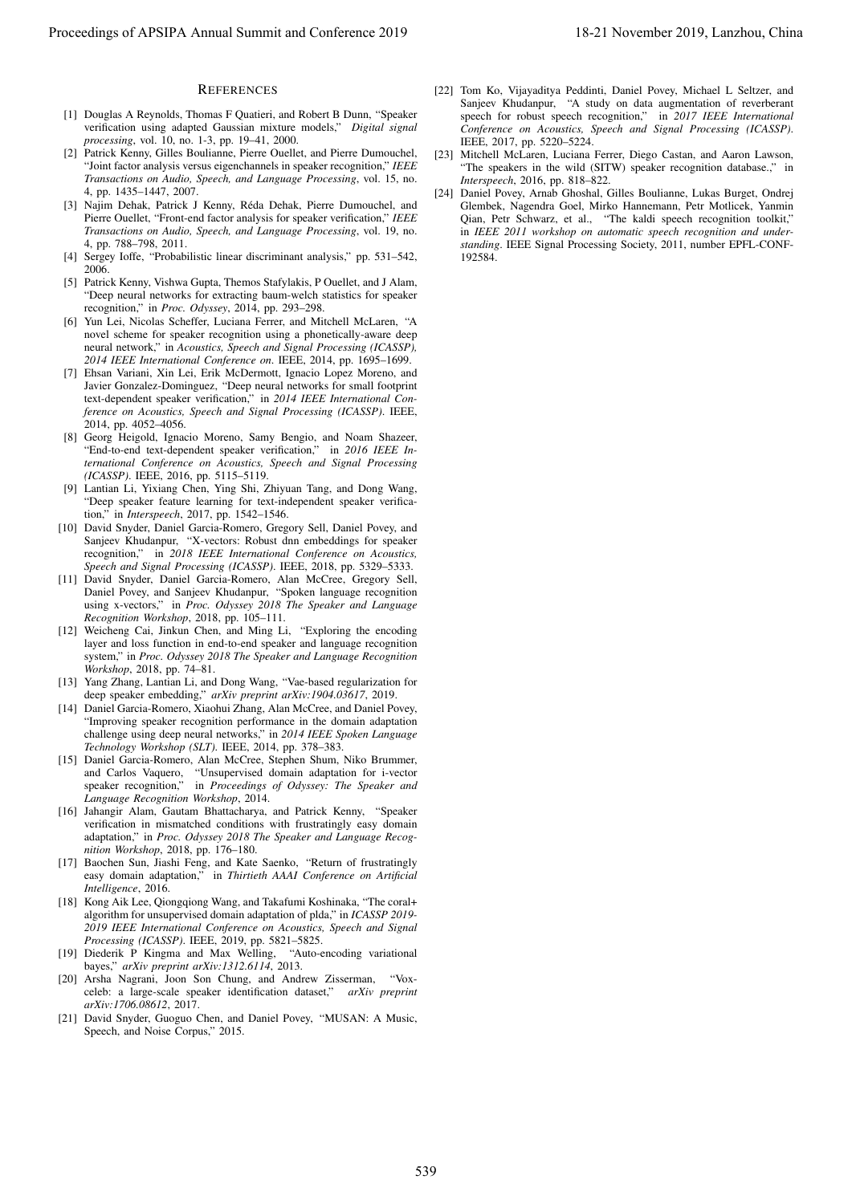## References

[1] Douglas A Reynolds, Thomas F Quatieri, and Robert B Dunn, "Speaker verification using adapted Gaussian mixture models," *Digital signal processing*, vol. 10, no. 1-3, pp. 19–41, 2000.

[2] Patrick Kenny, Gilles Boulianne, Pierre Ouellet, and Pierre Dumouchel, "Joint factor analysis versus eigenchannels in speaker recognition," *IEEE Transactions on Audio, Speech, and Language Processing*, vol. 15, no. 4, pp. 1435–1447, 2007.

[3] Najim Dehak, Patrick J Kenny, Réda Dehak, Pierre Dumouchel, and Pierre Ouellet, "Front-end factor analysis for speaker verification," *IEEE Transactions on Audio, Speech, and Language Processing*, vol. 19, no. 4, pp. 788–798, 2011.

[4] Sergey Ioffe, "Probabilistic linear discriminant analysis," pp. 531–542, 2006.

[5] Patrick Kenny, Vishwa Gupta, Themos Stafylakis, P Ouellet, and J Alam, "Deep neural networks for extracting baum-welch statistics for speaker recognition," in *Proc. Odyssey*, 2014, pp. 293–298.

[6] Yun Lei, Nicolas Scheffer, Luciana Ferrer, and Mitchell McLaren, "A novel scheme for speaker recognition using a phonetically-aware deep neural network," in *Acoustics, Speech and Signal Processing (ICASSP), 2014 IEEE International Conference on*. IEEE, 2014, pp. 1695–1699.

[7] Ehsan Variani, Xin Lei, Erik McDermott, Ignacio Lopez Moreno, and Javier Gonzalez-Dominguez, "Deep neural networks for small footprint text-dependent speaker verification," in *2014 IEEE International Conference on Acoustics, Speech and Signal Processing (ICASSP)*. IEEE, 2014, pp. 4052–4056.

[8] Georg Heigold, Ignacio Moreno, Samy Bengio, and Noam Shazeer, "End-to-end text-dependent speaker verification," in *2016 IEEE International Conference on Acoustics, Speech and Signal Processing (ICASSP)*. IEEE, 2016, pp. 5115–5119.

[9] Lantian Li, Yixiang Chen, Ying Shi, Zhiyuan Tang, and Dong Wang, "Deep speaker feature learning for text-independent speaker verification," in *Interspeech*, 2017, pp. 1542–1546.

[10] David Snyder, Daniel Garcia-Romero, Gregory Sell, Daniel Povey, and Sanjeev Khudanpur, "X-vectors: Robust dnn embeddings for speaker recognition," in *2018 IEEE International Conference on Acoustics, Speech and Signal Processing (ICASSP)*. IEEE, 2018, pp. 5329–5333.

[11] David Snyder, Daniel Garcia-Romero, Alan McCree, Gregory Sell, Daniel Povey, and Sanjeev Khudanpur, "Spoken language recognition using x-vectors," in *Proc. Odyssey 2018 The Speaker and Language Recognition Workshop*, 2018, pp. 105–111.

[12] Weicheng Cai, Jinkun Chen, and Ming Li, "Exploring the encoding layer and loss function in end-to-end speaker and language recognition system," in *Proc. Odyssey 2018 The Speaker and Language Recognition Workshop*, 2018, pp. 74–81.

[13] Yang Zhang, Lantian Li, and Dong Wang, "Vae-based regularization for deep speaker embedding," *arXiv preprint arXiv:1904.03617*, 2019.

[14] Daniel Garcia-Romero, Xiaohui Zhang, Alan McCree, and Daniel Povey, "Improving speaker recognition performance in the domain adaptation challenge using deep neural networks," in *2014 IEEE Spoken Language Technology Workshop (SLT)*. IEEE, 2014, pp. 378–383.

[15] Daniel Garcia-Romero, Alan McCree, Stephen Shum, Niko Brummer, and Carlos Vaquero, "Unsupervised domain adaptation for i-vector speaker recognition," in *Proceedings of Odyssey: The Speaker and Language Recognition Workshop*, 2014.

[16] Jahangir Alam, Gautam Bhattacharya, and Patrick Kenny, "Speaker verification in mismatched conditions with frustratingly easy domain adaptation," in *Proc. Odyssey 2018 The Speaker and Language Recognition Workshop*, 2018, pp. 176–180.

[17] Baochen Sun, Jiashi Feng, and Kate Saenko, "Return of frustratingly easy domain adaptation," in *Thirtieth AAAI Conference on Artificial Intelligence*, 2016.

[18] Kong Aik Lee, Qiongqiong Wang, and Takafumi Koshinaka, "The coral+ algorithm for unsupervised domain adaptation of plda," in *ICASSP 2019-2019 IEEE International Conference on Acoustics, Speech and Signal Processing (ICASSP)*. IEEE, 2019, pp. 5821–5825.

[19] Diederik P Kingma and Max Welling, "Auto-encoding variational bayes," *arXiv preprint arXiv:1312.6114*, 2013.

[20] Arsha Nagrani, Joon Son Chung, and Andrew Zisserman, "Voxceleb: a large-scale speaker identification dataset," *arXiv preprint arXiv:1706.08612*, 2017.

[21] David Snyder, Guoguo Chen, and Daniel Povey, "MUSAN: A Music, Speech, and Noise Corpus," 2015.

[22] Tom Ko, Vijayaditya Peddinti, Daniel Povey, Michael L Seltzer, and Sanjeev Khudanpur, "A study on data augmentation of reverberant speech for robust speech recognition," in *2017 IEEE International Conference on Acoustics, Speech and Signal Processing (ICASSP)*. IEEE, 2017, pp. 5220–5224.

[23] Mitchell McLaren, Luciana Ferrer, Diego Castan, and Aaron Lawson, "The speakers in the wild (SITW) speaker recognition database.," in *Interspeech*, 2016, pp. 818–822.

[24] Daniel Povey, Arnab Ghoshal, Gilles Boulianne, Lukas Burget, Ondrej Glembek, Nagendra Goel, Mirko Hannemann, Petr Motlicek, Yanmin Qian, Petr Schwarz, et al., "The kaldi speech recognition toolkit," in *IEEE 2011 workshop on automatic speech recognition and understanding*. IEEE Signal Processing Society, 2011, number EPFL-CONF-192584.